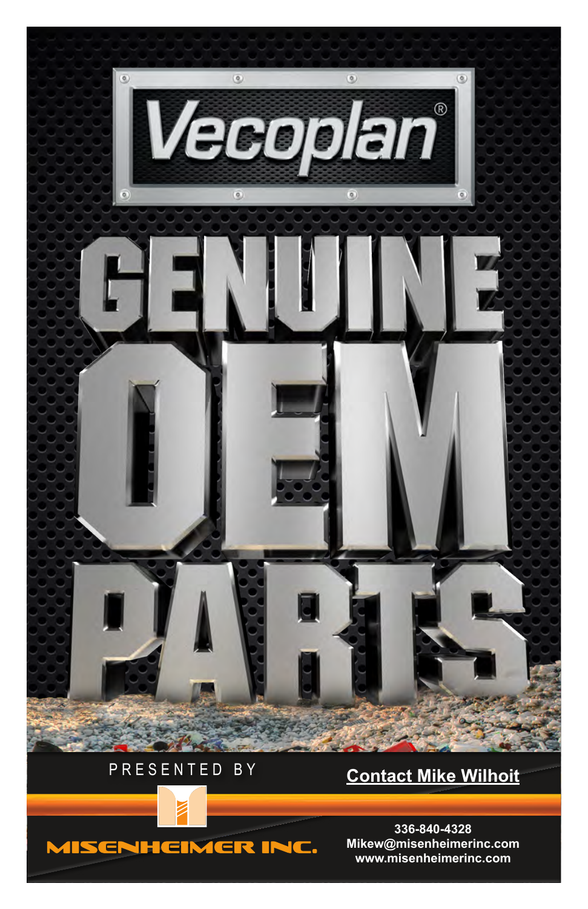# Vecoplan®

# GENUINE OEM PARTS

PRESENTED BY

MISENHEIMER INC.

**Contact Mike Wilhoit**

**336-840-4328**
**Mikew@misenheimerinc.com**
**www.misenheimerinc.com**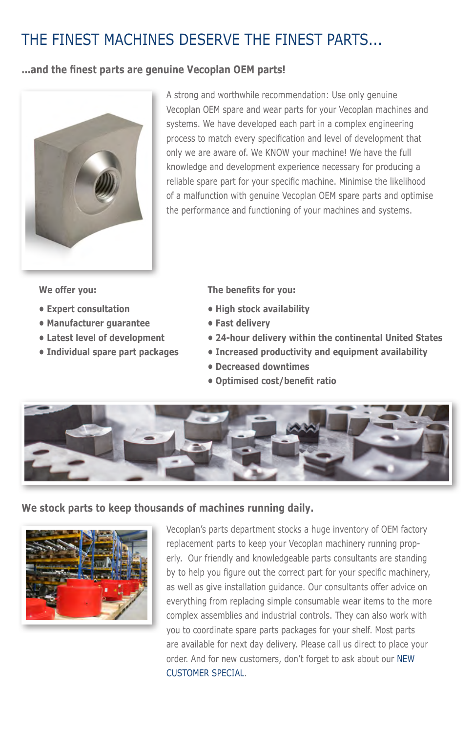# THE FINEST MACHINES DESERVE THE FINEST PARTS...

**...and the finest parts are genuine Vecoplan OEM parts!**

A strong and worthwhile recommendation: Use only genuine Vecoplan OEM spare and wear parts for your Vecoplan machines and systems. We have developed each part in a complex engineering process to match every specification and level of development that only we are aware of. We KNOW your machine! We have the full knowledge and development experience necessary for producing a reliable spare part for your specific machine. Minimise the likelihood of a malfunction with genuine Vecoplan OEM spare parts and optimise the performance and functioning of your machines and systems.

**We offer you:**

- **Expert consultation**
- **Manufacturer guarantee**
- **Latest level of development**
- **Individual spare part packages**

**The benefits for you:**

- **High stock availability**
- **Fast delivery**
- **24-hour delivery within the continental United States**
- **Increased productivity and equipment availability**
- **Decreased downtimes**
- **Optimised cost/benefit ratio**

## We stock parts to keep thousands of machines running daily.

Vecoplan's parts department stocks a huge inventory of OEM factory replacement parts to keep your Vecoplan machinery running properly. Our friendly and knowledgeable parts consultants are standing by to help you figure out the correct part for your specific machinery, as well as give installation guidance. Our consultants offer advice on everything from replacing simple consumable wear items to the more complex assemblies and industrial controls. They can also work with you to coordinate spare parts packages for your shelf. Most parts are available for next day delivery. Please call us direct to place your order. And for new customers, don't forget to ask about our NEW CUSTOMER SPECIAL.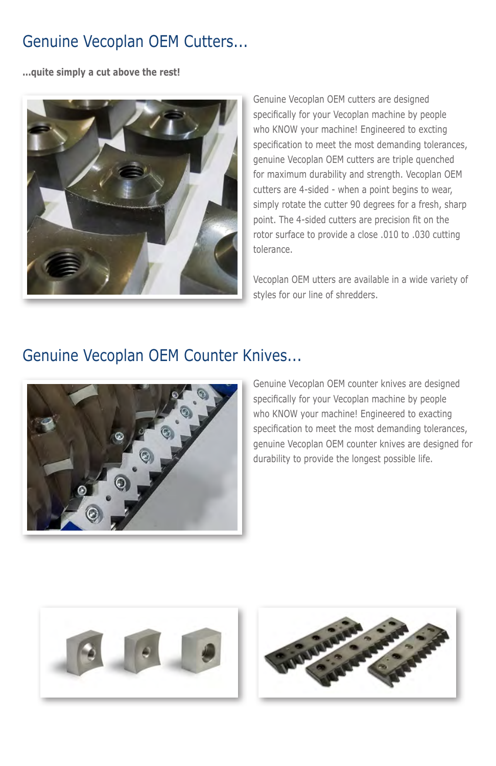## Genuine Vecoplan OEM Cutters...

**...quite simply a cut above the rest!**

Genuine Vecoplan OEM cutters are designed specifically for your Vecoplan machine by people who KNOW your machine! Engineered to excting specification to meet the most demanding tolerances, genuine Vecoplan OEM cutters are triple quenched for maximum durability and strength. Vecoplan OEM cutters are 4-sided - when a point begins to wear, simply rotate the cutter 90 degrees for a fresh, sharp point. The 4-sided cutters are precision fit on the rotor surface to provide a close .010 to .030 cutting tolerance.

Vecoplan OEM utters are available in a wide variety of styles for our line of shredders.

## Genuine Vecoplan OEM Counter Knives...

Genuine Vecoplan OEM counter knives are designed specifically for your Vecoplan machine by people who KNOW your machine! Engineered to exacting specification to meet the most demanding tolerances, genuine Vecoplan OEM counter knives are designed for durability to provide the longest possible life.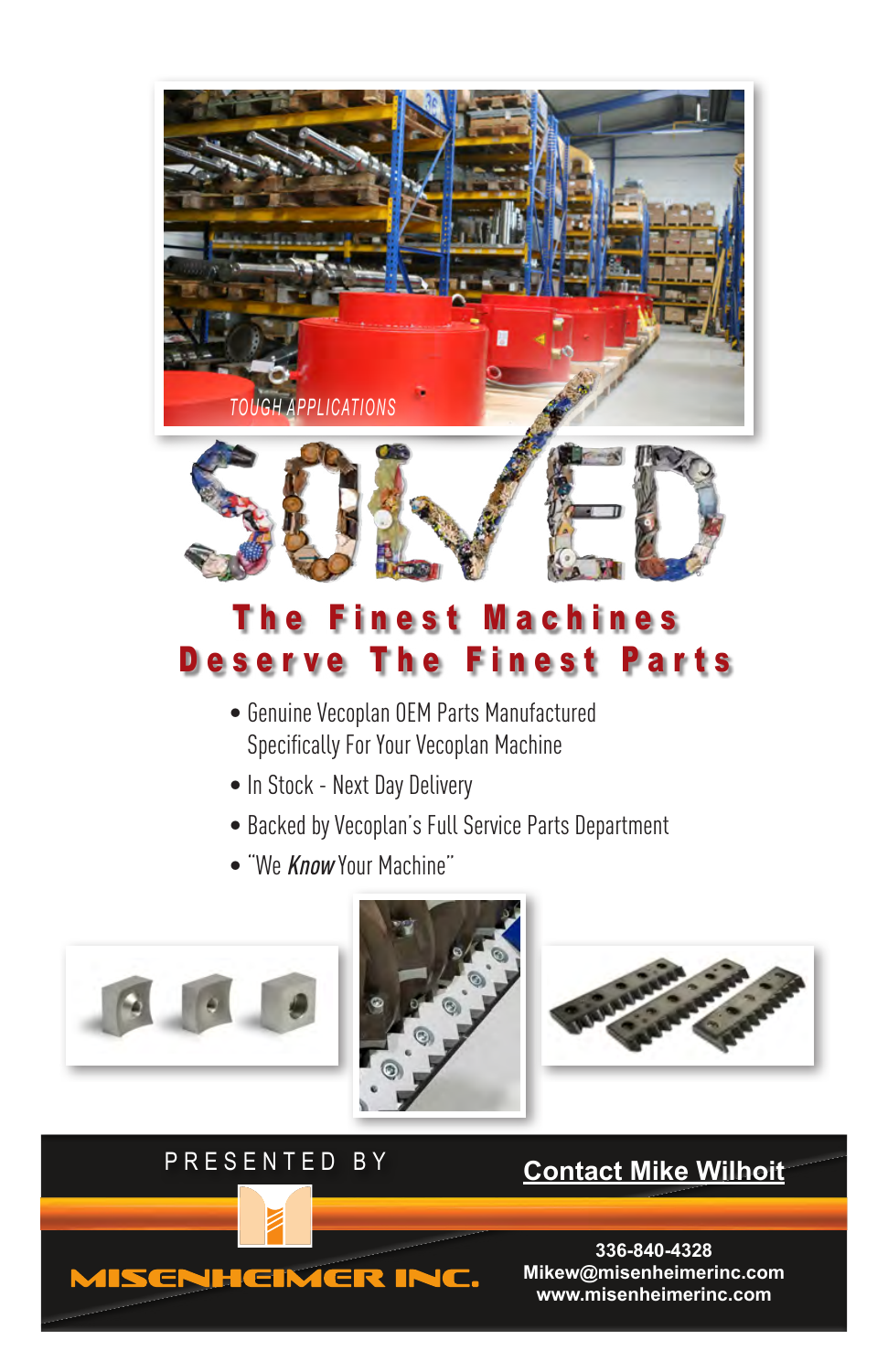TOUGH APPLICATIONS

# SOLVED

## The Finest Machines Deserve The Finest Parts

- Genuine Vecoplan OEM Parts Manufactured Specifically For Your Vecoplan Machine
- In Stock - Next Day Delivery
- Backed by Vecoplan's Full Service Parts Department
- "We *Know* Your Machine"

PRESENTED BY

MISENHEIMER INC.

**Contact Mike Wilhoit**

**336-840-4328**
**Mikew@misenheimerinc.com**
**www.misenheimerinc.com**